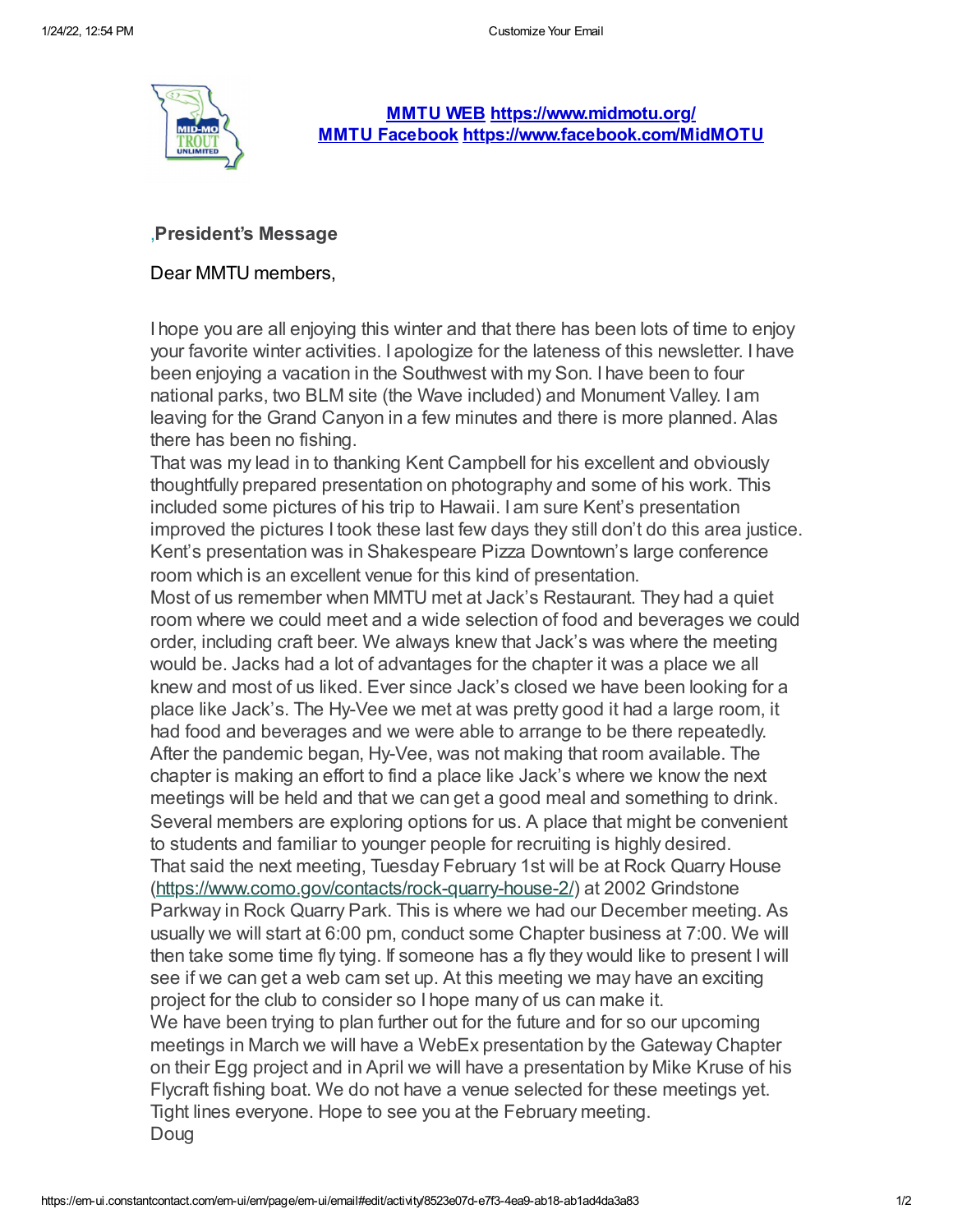**MMTU WEB https://www.midmotu.org/**
**MMTU Facebook https://www.facebook.com/MidMOTU**

## ,President's Message

Dear MMTU members,

I hope you are all enjoying this winter and that there has been lots of time to enjoy your favorite winter activities. I apologize for the lateness of this newsletter. I have been enjoying a vacation in the Southwest with my Son. I have been to four national parks, two BLM site (the Wave included) and Monument Valley. I am leaving for the Grand Canyon in a few minutes and there is more planned. Alas there has been no fishing.

That was my lead in to thanking Kent Campbell for his excellent and obviously thoughtfully prepared presentation on photography and some of his work. This included some pictures of his trip to Hawaii. I am sure Kent's presentation improved the pictures I took these last few days they still don't do this area justice. Kent's presentation was in Shakespeare Pizza Downtown's large conference room which is an excellent venue for this kind of presentation.

Most of us remember when MMTU met at Jack's Restaurant. They had a quiet room where we could meet and a wide selection of food and beverages we could order, including craft beer. We always knew that Jack's was where the meeting would be. Jacks had a lot of advantages for the chapter it was a place we all knew and most of us liked. Ever since Jack's closed we have been looking for a place like Jack's. The Hy-Vee we met at was pretty good it had a large room, it had food and beverages and we were able to arrange to be there repeatedly. After the pandemic began, Hy-Vee, was not making that room available. The chapter is making an effort to find a place like Jack's where we know the next meetings will be held and that we can get a good meal and something to drink. Several members are exploring options for us. A place that might be convenient to students and familiar to younger people for recruiting is highly desired.

That said the next meeting, Tuesday February 1st will be at Rock Quarry House (https://www.como.gov/contacts/rock-quarry-house-2/) at 2002 Grindstone Parkway in Rock Quarry Park. This is where we had our December meeting. As usually we will start at 6:00 pm, conduct some Chapter business at 7:00. We will then take some time fly tying. If someone has a fly they would like to present I will see if we can get a web cam set up. At this meeting we may have an exciting project for the club to consider so I hope many of us can make it.

We have been trying to plan further out for the future and for so our upcoming meetings in March we will have a WebEx presentation by the Gateway Chapter on their Egg project and in April we will have a presentation by Mike Kruse of his Flycraft fishing boat. We do not have a venue selected for these meetings yet.

Tight lines everyone. Hope to see you at the February meeting.

Doug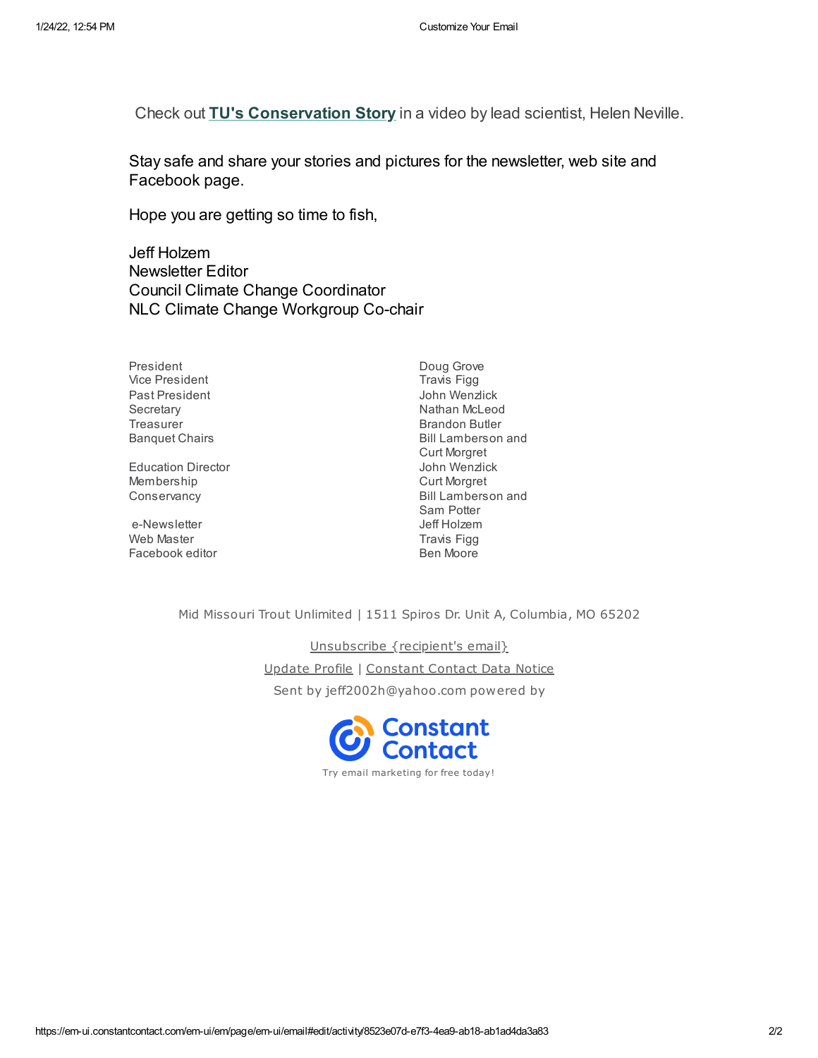Check out **TU's Conservation Story** in a video by lead scientist, Helen Neville.

Stay safe and share your stories and pictures for the newsletter, web site and Facebook page.

Hope you are getting so time to fish,

Jeff Holzem
Newsletter Editor
Council Climate Change Coordinator
NLC Climate Change Workgroup Co-chair

| | |
|---|---|
| President | Doug Grove |
| Vice President | Travis Figg |
| Past President | John Wenzlick |
| Secretary | Nathan McLeod |
| Treasurer | Brandon Butler |
| Banquet Chairs | Bill Lamberson and Curt Morgret |
| Education Director | John Wenzlick |
| Membership | Curt Morgret |
| Conservancy | Bill Lamberson and Sam Potter |
| e-Newsletter | Jeff Holzem |
| Web Master | Travis Figg |
| Facebook editor | Ben Moore |

Mid Missouri Trout Unlimited | 1511 Spiros Dr. Unit A, Columbia, MO 65202

Unsubscribe {recipient's email}

Update Profile | Constant Contact Data Notice

Sent by jeff2002h@yahoo.com powered by

Constant Contact

Try email marketing for free today!